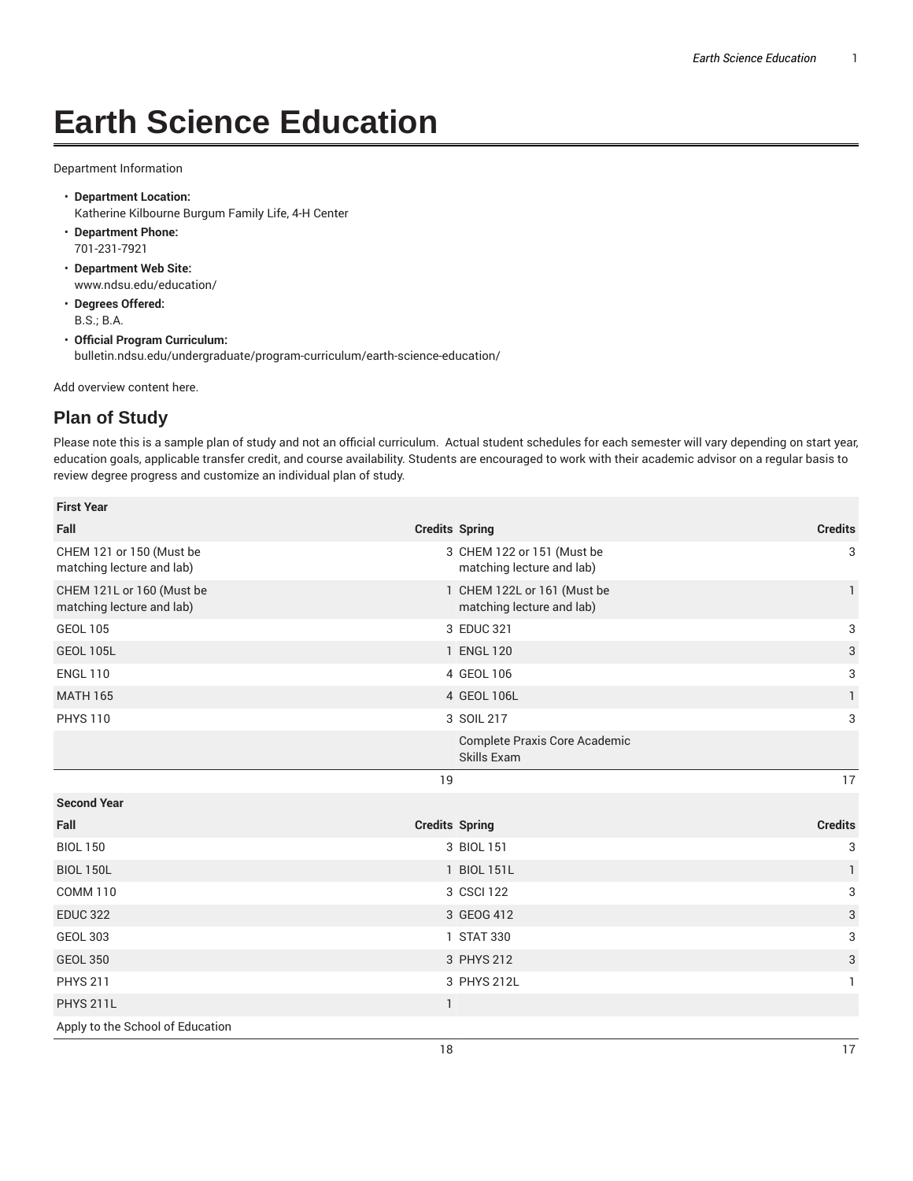# Earth Science Education

Department Information

- **Department Location:**
  Katherine Kilbourne Burgum Family Life, 4-H Center
- **Department Phone:**
  701-231-7921
- **Department Web Site:**
  www.ndsu.edu/education/
- **Degrees Offered:**
  B.S.; B.A.
- **Official Program Curriculum:**
  bulletin.ndsu.edu/undergraduate/program-curriculum/earth-science-education/

Add overview content here.

## Plan of Study

Please note this is a sample plan of study and not an official curriculum. Actual student schedules for each semester will vary depending on start year, education goals, applicable transfer credit, and course availability. Students are encouraged to work with their academic advisor on a regular basis to review degree progress and customize an individual plan of study.

| First Year | | | |
|---|---|---|---|
| **Fall** | **Credits** | **Spring** | **Credits** |
| CHEM 121 or 150 (Must be matching lecture and lab) | 3 | CHEM 122 or 151 (Must be matching lecture and lab) | 3 |
| CHEM 121L or 160 (Must be matching lecture and lab) | 1 | CHEM 122L or 161 (Must be matching lecture and lab) | 1 |
| GEOL 105 | 3 | EDUC 321 | 3 |
| GEOL 105L | 1 | ENGL 120 | 3 |
| ENGL 110 | 4 | GEOL 106 | 3 |
| MATH 165 | 4 | GEOL 106L | 1 |
| PHYS 110 | 3 | SOIL 217 | 3 |
| | | Complete Praxis Core Academic Skills Exam | |
| | 19 | | 17 |
| **Second Year** | | | |
| **Fall** | **Credits** | **Spring** | **Credits** |
| BIOL 150 | 3 | BIOL 151 | 3 |
| BIOL 150L | 1 | BIOL 151L | 1 |
| COMM 110 | 3 | CSCI 122 | 3 |
| EDUC 322 | 3 | GEOG 412 | 3 |
| GEOL 303 | 1 | STAT 330 | 3 |
| GEOL 350 | 3 | PHYS 212 | 3 |
| PHYS 211 | 3 | PHYS 212L | 1 |
| PHYS 211L | 1 | | |
| Apply to the School of Education | | | |
| | 18 | | 17 |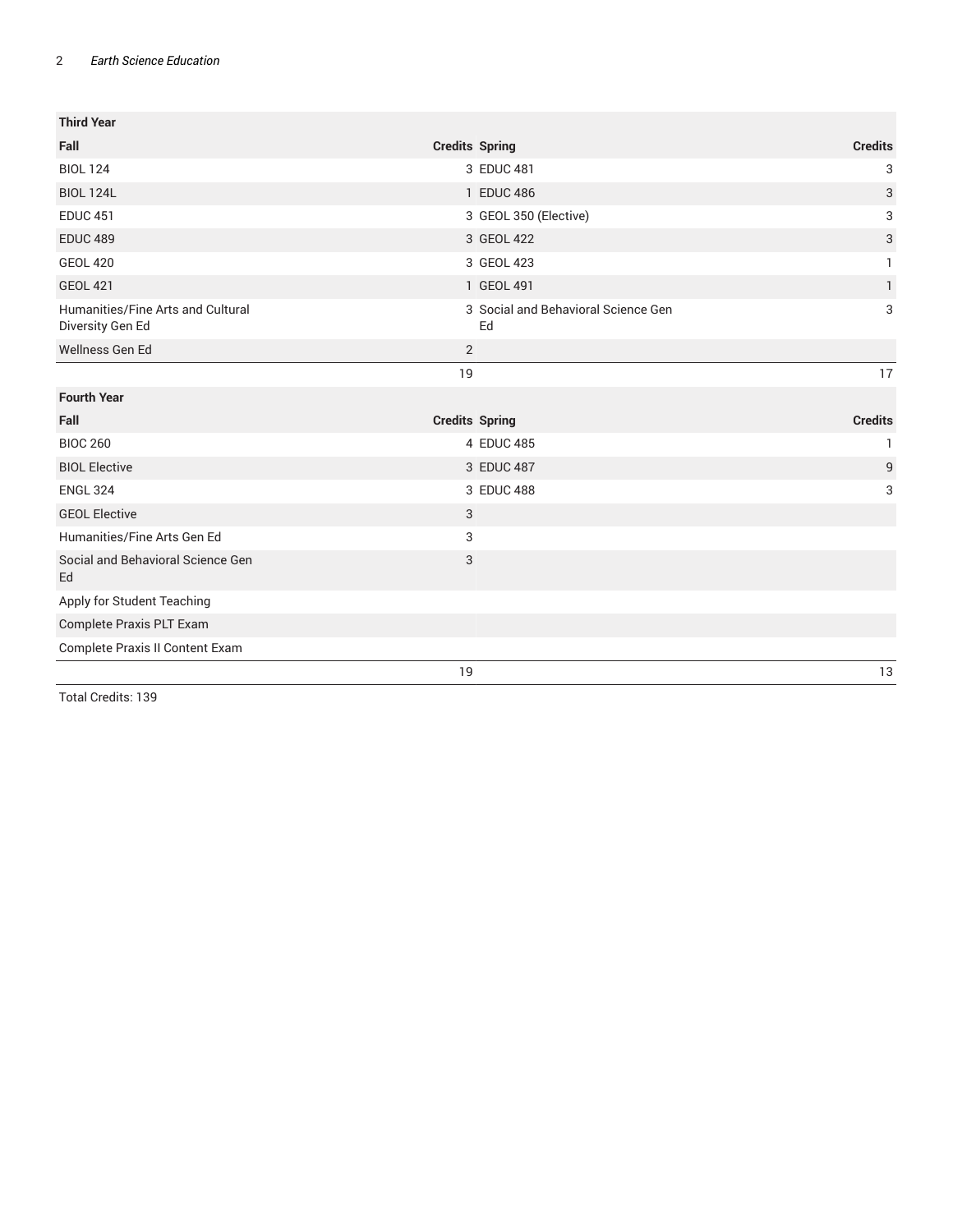| Third Year | | | |
|---|---|---|---|
| Fall | Credits | Spring | Credits |
| BIOL 124 | 3 | EDUC 481 | 3 |
| BIOL 124L | 1 | EDUC 486 | 3 |
| EDUC 451 | 3 | GEOL 350 (Elective) | 3 |
| EDUC 489 | 3 | GEOL 422 | 3 |
| GEOL 420 | 3 | GEOL 423 | 1 |
| GEOL 421 | 1 | GEOL 491 | 1 |
| Humanities/Fine Arts and Cultural Diversity Gen Ed | 3 | Social and Behavioral Science Gen Ed | 3 |
| Wellness Gen Ed | 2 | | |
| | 19 | | 17 |

| Fourth Year | | | |
|---|---|---|---|
| Fall | Credits | Spring | Credits |
| BIOC 260 | 4 | EDUC 485 | 1 |
| BIOL Elective | 3 | EDUC 487 | 9 |
| ENGL 324 | 3 | EDUC 488 | 3 |
| GEOL Elective | 3 | | |
| Humanities/Fine Arts Gen Ed | 3 | | |
| Social and Behavioral Science Gen Ed | 3 | | |
| Apply for Student Teaching | | | |
| Complete Praxis PLT Exam | | | |
| Complete Praxis II Content Exam | | | |
| | 19 | | 13 |

Total Credits: 139